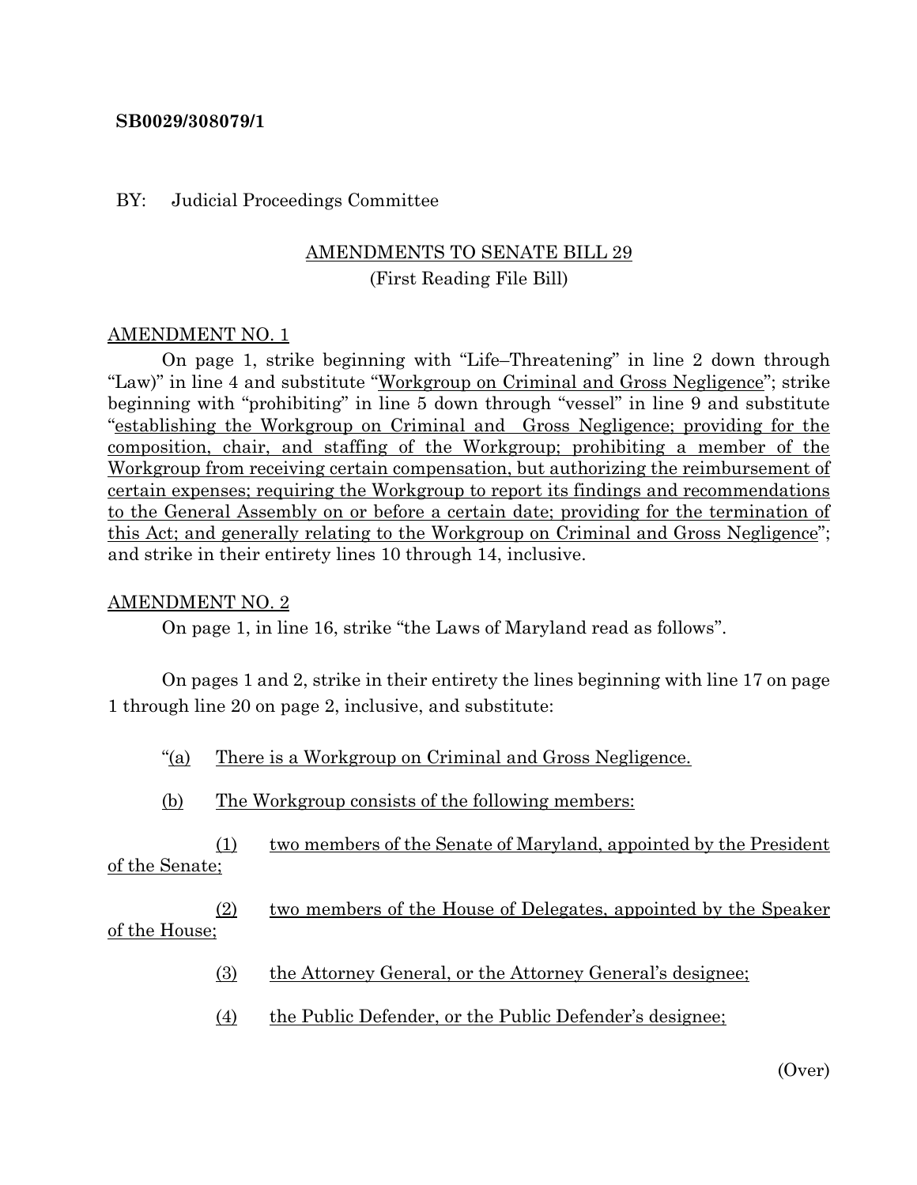**SB0029/308079/1**

BY: Judicial Proceedings Committee

AMENDMENTS TO SENATE BILL 29
(First Reading File Bill)

AMENDMENT NO. 1

On page 1, strike beginning with "Life–Threatening" in line 2 down through "Law)" in line 4 and substitute "Workgroup on Criminal and Gross Negligence"; strike beginning with "prohibiting" in line 5 down through "vessel" in line 9 and substitute "establishing the Workgroup on Criminal and Gross Negligence; providing for the composition, chair, and staffing of the Workgroup; prohibiting a member of the Workgroup from receiving certain compensation, but authorizing the reimbursement of certain expenses; requiring the Workgroup to report its findings and recommendations to the General Assembly on or before a certain date; providing for the termination of this Act; and generally relating to the Workgroup on Criminal and Gross Negligence"; and strike in their entirety lines 10 through 14, inclusive.

AMENDMENT NO. 2

On page 1, in line 16, strike "the Laws of Maryland read as follows".

On pages 1 and 2, strike in their entirety the lines beginning with line 17 on page 1 through line 20 on page 2, inclusive, and substitute:

"(a) There is a Workgroup on Criminal and Gross Negligence.

(b) The Workgroup consists of the following members:

(1) two members of the Senate of Maryland, appointed by the President of the Senate;

(2) two members of the House of Delegates, appointed by the Speaker of the House;

(3) the Attorney General, or the Attorney General's designee;

(4) the Public Defender, or the Public Defender's designee;

(Over)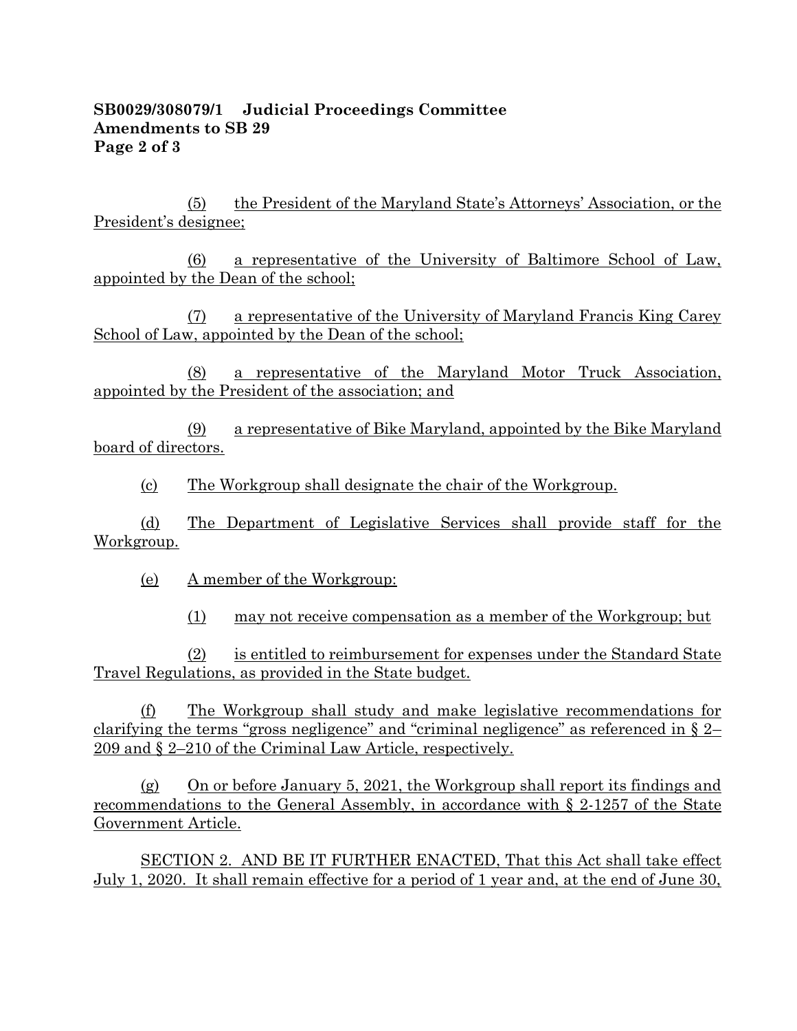(5) the President of the Maryland State's Attorneys' Association, or the President's designee;

(6) a representative of the University of Baltimore School of Law, appointed by the Dean of the school;

(7) a representative of the University of Maryland Francis King Carey School of Law, appointed by the Dean of the school;

(8) a representative of the Maryland Motor Truck Association, appointed by the President of the association; and

(9) a representative of Bike Maryland, appointed by the Bike Maryland board of directors.

(c) The Workgroup shall designate the chair of the Workgroup.

(d) The Department of Legislative Services shall provide staff for the Workgroup.

(e) A member of the Workgroup:

(1) may not receive compensation as a member of the Workgroup; but

(2) is entitled to reimbursement for expenses under the Standard State Travel Regulations, as provided in the State budget.

(f) The Workgroup shall study and make legislative recommendations for clarifying the terms "gross negligence" and "criminal negligence" as referenced in § 2–209 and § 2–210 of the Criminal Law Article, respectively.

(g) On or before January 5, 2021, the Workgroup shall report its findings and recommendations to the General Assembly, in accordance with § 2-1257 of the State Government Article.

SECTION 2. AND BE IT FURTHER ENACTED, That this Act shall take effect July 1, 2020. It shall remain effective for a period of 1 year and, at the end of June 30,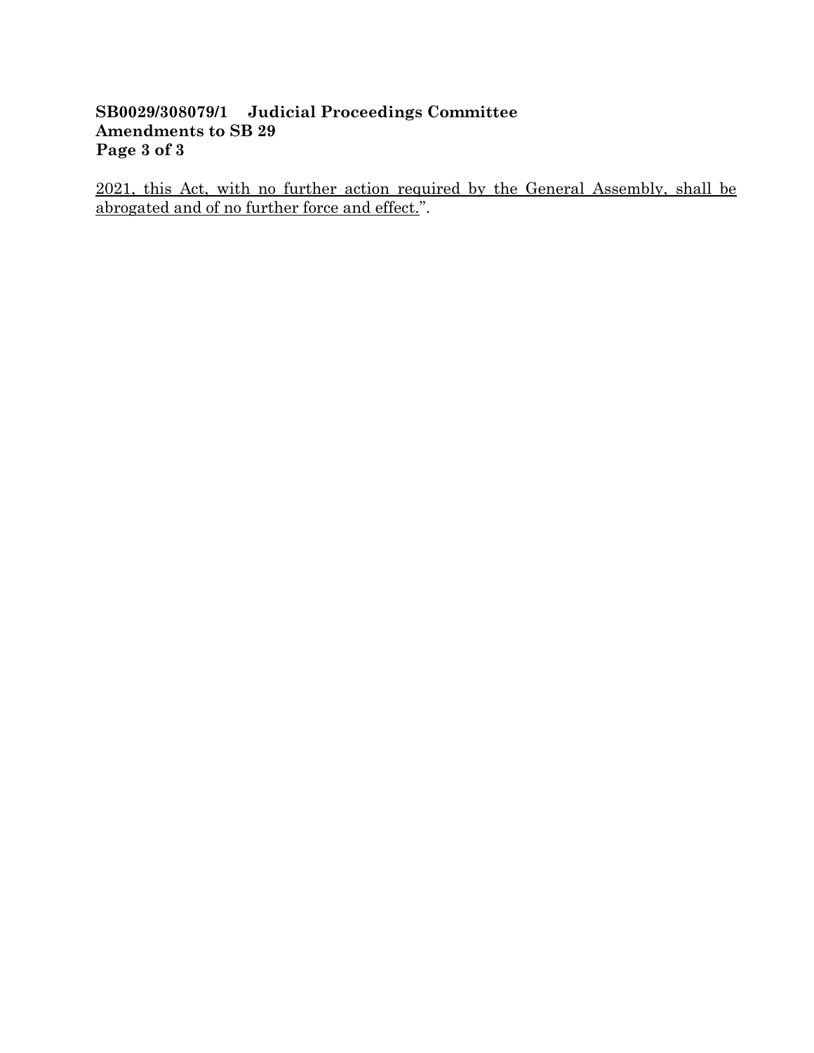2021, this Act, with no further action required by the General Assembly, shall be abrogated and of no further force and effect.".